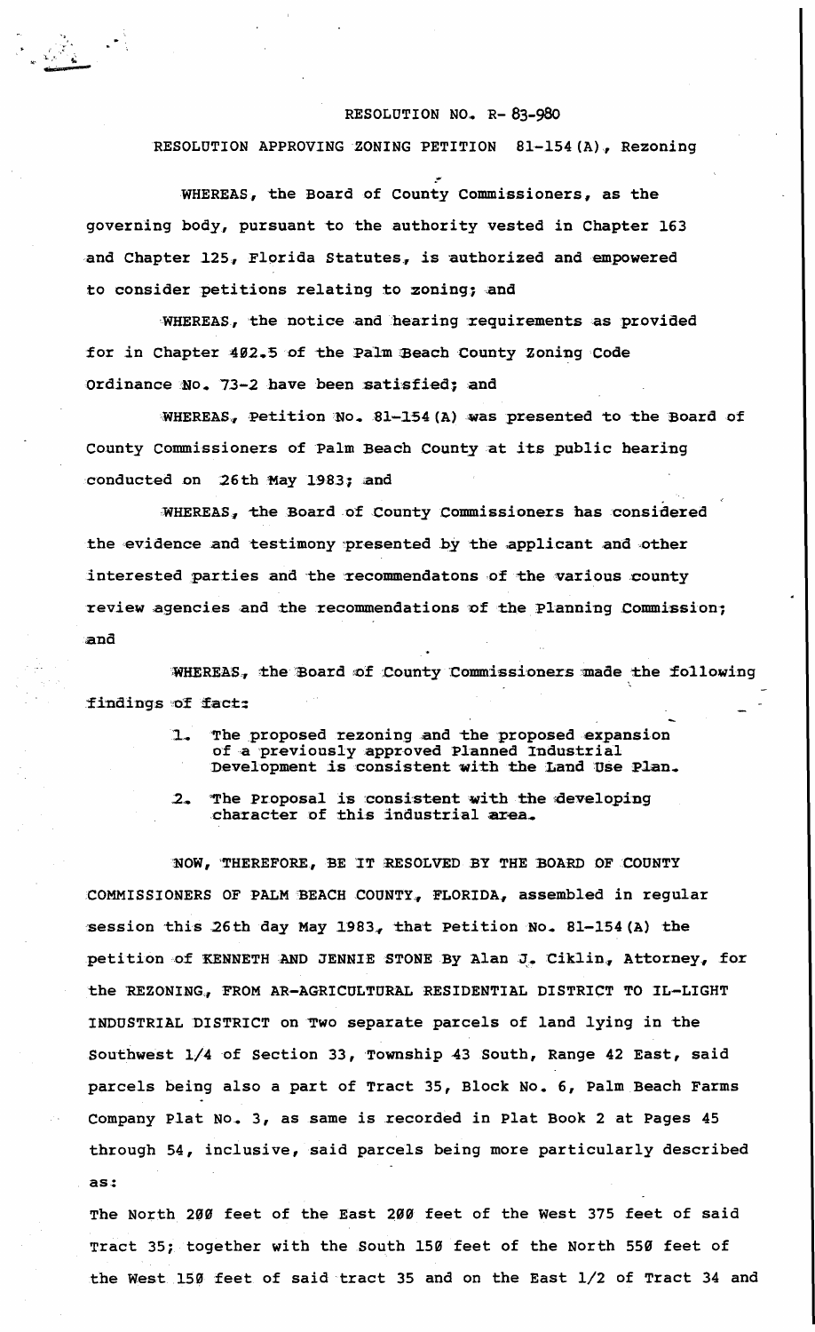RESOLUTION NO. R- 83-980

RESOLUTION APPROVING ZONING PETITION 81-154(A), Rezoning

WHEREAS, the Board of County Commissioners, as the governing body, pursuant to the authority vested in Chapter 163 and Chapter 125, Florida Statutes, is authorized and empowered to consider petitions relating to zoning; and

WHEREAS, the notice and hearing requirements as provided for in Chapter 402.5 of the Palm Beach County Zoning Code Ordinance No. 73-2 have been satisfied; and

WHEREAS, Petition No. 81-154(A) was presented to the Board of County Commissioners of Palm Beach County at its public hearing conducted on 26th May 1983; and

WHEREAS, the Board of County Commissioners has considered the evidence and testimony presented by the applicant and other interested parties and the recommendatons of the various county review agencies and the recommendations of the Planning Commission; and

WHEREAS, the Board of County Commissioners made the following findings of fact:

1. The proposed rezoning and the proposed expansion of a previously approved Planned Industrial Development is consistent with the Land Use Plan.
2. The Proposal is consistent with the developing character of this industrial area.

NOW, THEREFORE, BE IT RESOLVED BY THE BOARD OF COUNTY COMMISSIONERS OF PALM BEACH COUNTY, FLORIDA, assembled in regular session this 26th day May 1983, that Petition No. 81-154(A) the petition of KENNETH AND JENNIE STONE By Alan J. Ciklin, Attorney, for the REZONING, FROM AR-AGRICULTURAL RESIDENTIAL DISTRICT TO IL-LIGHT INDUSTRIAL DISTRICT on Two separate parcels of land lying in the Southwest 1/4 of Section 33, Township 43 South, Range 42 East, said parcels being also a part of Tract 35, Block No. 6, Palm Beach Farms Company Plat No. 3, as same is recorded in Plat Book 2 at Pages 45 through 54, inclusive, said parcels being more particularly described as:

The North 200 feet of the East 200 feet of the West 375 feet of said Tract 35; together with the South 150 feet of the North 550 feet of the West 150 feet of said tract 35 and on the East 1/2 of Tract 34 and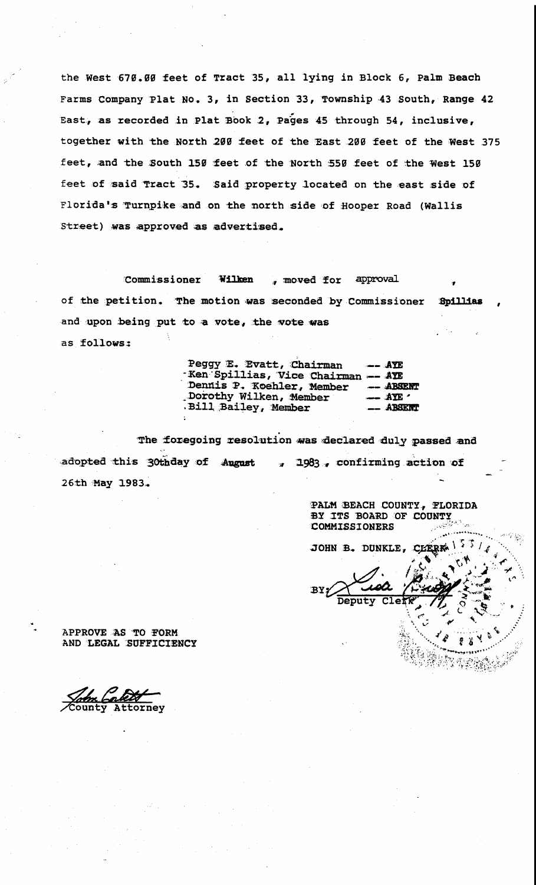the West 670.00 feet of Tract 35, all lying in Block 6, Palm Beach Farms Company Plat No. 3, in Section 33, Township 43 South, Range 42 East, as recorded in Plat Book 2, Pages 45 through 54, inclusive, together with the North 200 feet of the East 200 feet of the West 375 feet, and the South 150 feet of the North 550 feet of the West 150 feet of said Tract 35. Said property located on the east side of Florida's Turnpike and on the north side of Hooper Road (Wallis Street) was approved as advertised.

Commissioner Wilken, moved for approval of the petition. The motion was seconded by Commissioner Spillias, and upon being put to a vote, the vote was as follows:

| | |
|---|---|
| Peggy E. Evatt, Chairman | -- AYE |
| Ken Spillias, Vice Chairman | -- AYE |
| Dennis P. Koehler, Member | -- ABSENT |
| Dorothy Wilken, Member | -- AYE |
| Bill Bailey, Member | -- ABSENT |

The foregoing resolution was declared duly passed and adopted this 30thday of August, 1983, confirming action of 26th May 1983.

PALM BEACH COUNTY, FLORIDA
BY ITS BOARD OF COUNTY COMMISSIONERS

JOHN B. DUNKLE, CLERK

BY: Deputy Clerk

APPROVE AS TO FORM
AND LEGAL SUFFICIENCY

County Attorney